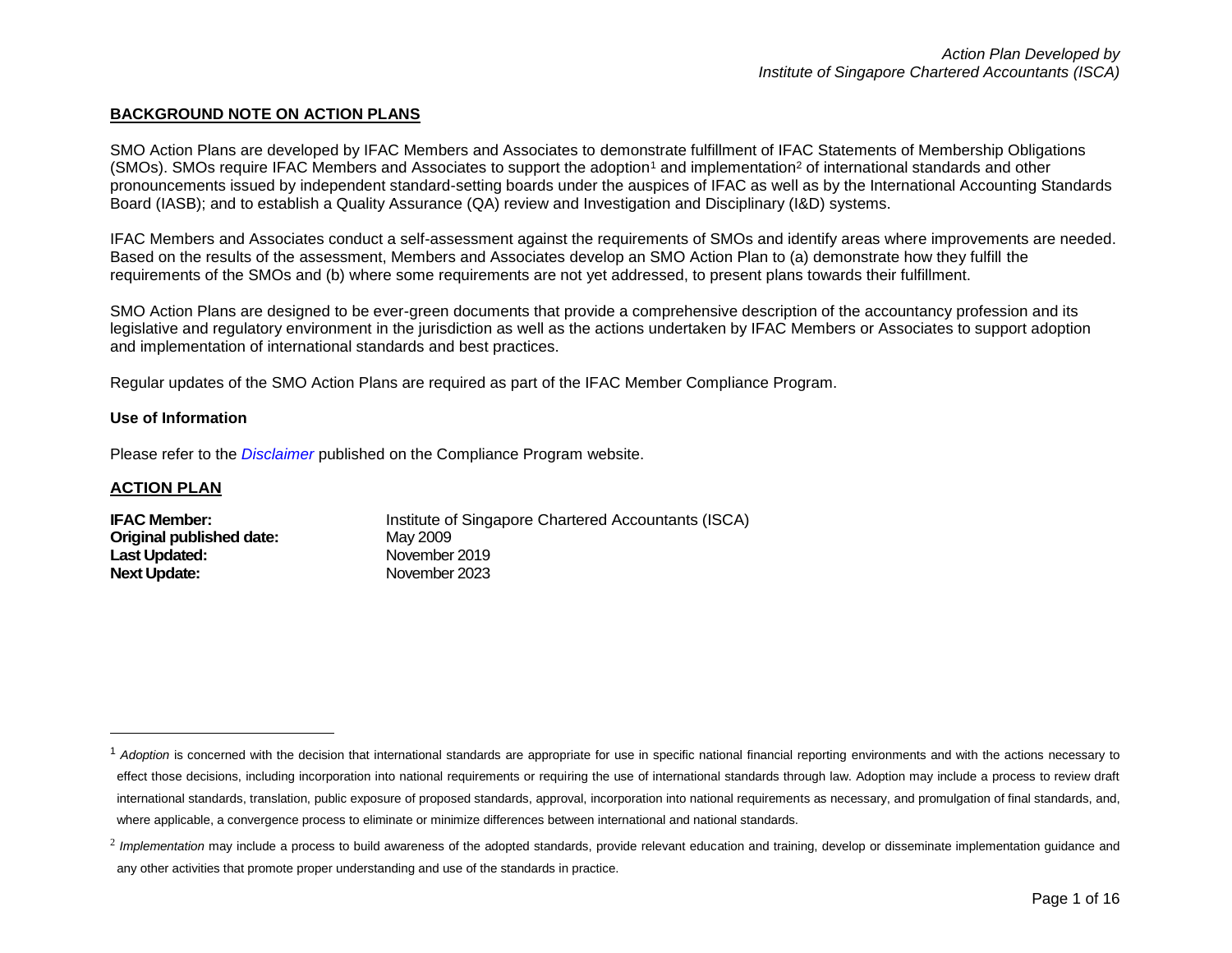*Action Plan Developed by*
*Institute of Singapore Chartered Accountants (ISCA)*

## BACKGROUND NOTE ON ACTION PLANS

SMO Action Plans are developed by IFAC Members and Associates to demonstrate fulfillment of IFAC Statements of Membership Obligations (SMOs). SMOs require IFAC Members and Associates to support the adoption[1] and implementation[2] of international standards and other pronouncements issued by independent standard-setting boards under the auspices of IFAC as well as by the International Accounting Standards Board (IASB); and to establish a Quality Assurance (QA) review and Investigation and Disciplinary (I&D) systems.

IFAC Members and Associates conduct a self-assessment against the requirements of SMOs and identify areas where improvements are needed. Based on the results of the assessment, Members and Associates develop an SMO Action Plan to (a) demonstrate how they fulfill the requirements of the SMOs and (b) where some requirements are not yet addressed, to present plans towards their fulfillment.

SMO Action Plans are designed to be ever-green documents that provide a comprehensive description of the accountancy profession and its legislative and regulatory environment in the jurisdiction as well as the actions undertaken by IFAC Members or Associates to support adoption and implementation of international standards and best practices.

Regular updates of the SMO Action Plans are required as part of the IFAC Member Compliance Program.

### Use of Information

Please refer to the *Disclaimer* published on the Compliance Program website.

## ACTION PLAN

**IFAC Member:** Institute of Singapore Chartered Accountants (ISCA)
**Original published date:** May 2009
**Last Updated:** November 2019
**Next Update:** November 2023

---

[1] *Adoption* is concerned with the decision that international standards are appropriate for use in specific national financial reporting environments and with the actions necessary to effect those decisions, including incorporation into national requirements or requiring the use of international standards through law. Adoption may include a process to review draft international standards, translation, public exposure of proposed standards, approval, incorporation into national requirements as necessary, and promulgation of final standards, and, where applicable, a convergence process to eliminate or minimize differences between international and national standards.

[2] *Implementation* may include a process to build awareness of the adopted standards, provide relevant education and training, develop or disseminate implementation guidance and any other activities that promote proper understanding and use of the standards in practice.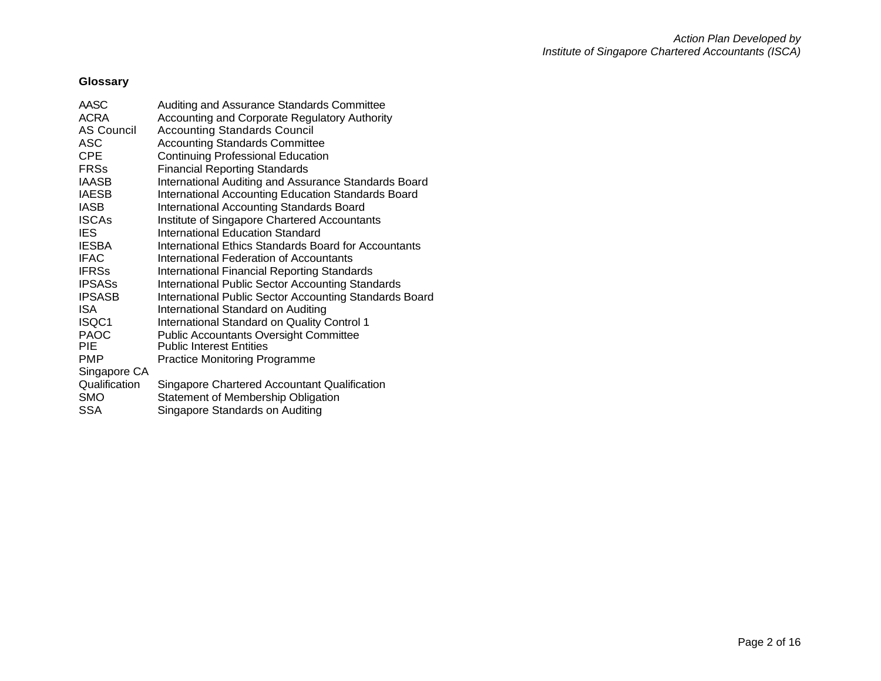## Glossary

| | |
|---|---|
| AASC | Auditing and Assurance Standards Committee |
| ACRA | Accounting and Corporate Regulatory Authority |
| AS Council | Accounting Standards Council |
| ASC | Accounting Standards Committee |
| CPE | Continuing Professional Education |
| FRSs | Financial Reporting Standards |
| IAASB | International Auditing and Assurance Standards Board |
| IAESB | International Accounting Education Standards Board |
| IASB | International Accounting Standards Board |
| ISCAs | Institute of Singapore Chartered Accountants |
| IES | International Education Standard |
| IESBA | International Ethics Standards Board for Accountants |
| IFAC | International Federation of Accountants |
| IFRSs | International Financial Reporting Standards |
| IPSASs | International Public Sector Accounting Standards |
| IPSASB | International Public Sector Accounting Standards Board |
| ISA | International Standard on Auditing |
| ISQC1 | International Standard on Quality Control 1 |
| PAOC | Public Accountants Oversight Committee |
| PIE | Public Interest Entities |
| PMP | Practice Monitoring Programme |
| Singapore CA Qualification | Singapore Chartered Accountant Qualification |
| SMO | Statement of Membership Obligation |
| SSA | Singapore Standards on Auditing |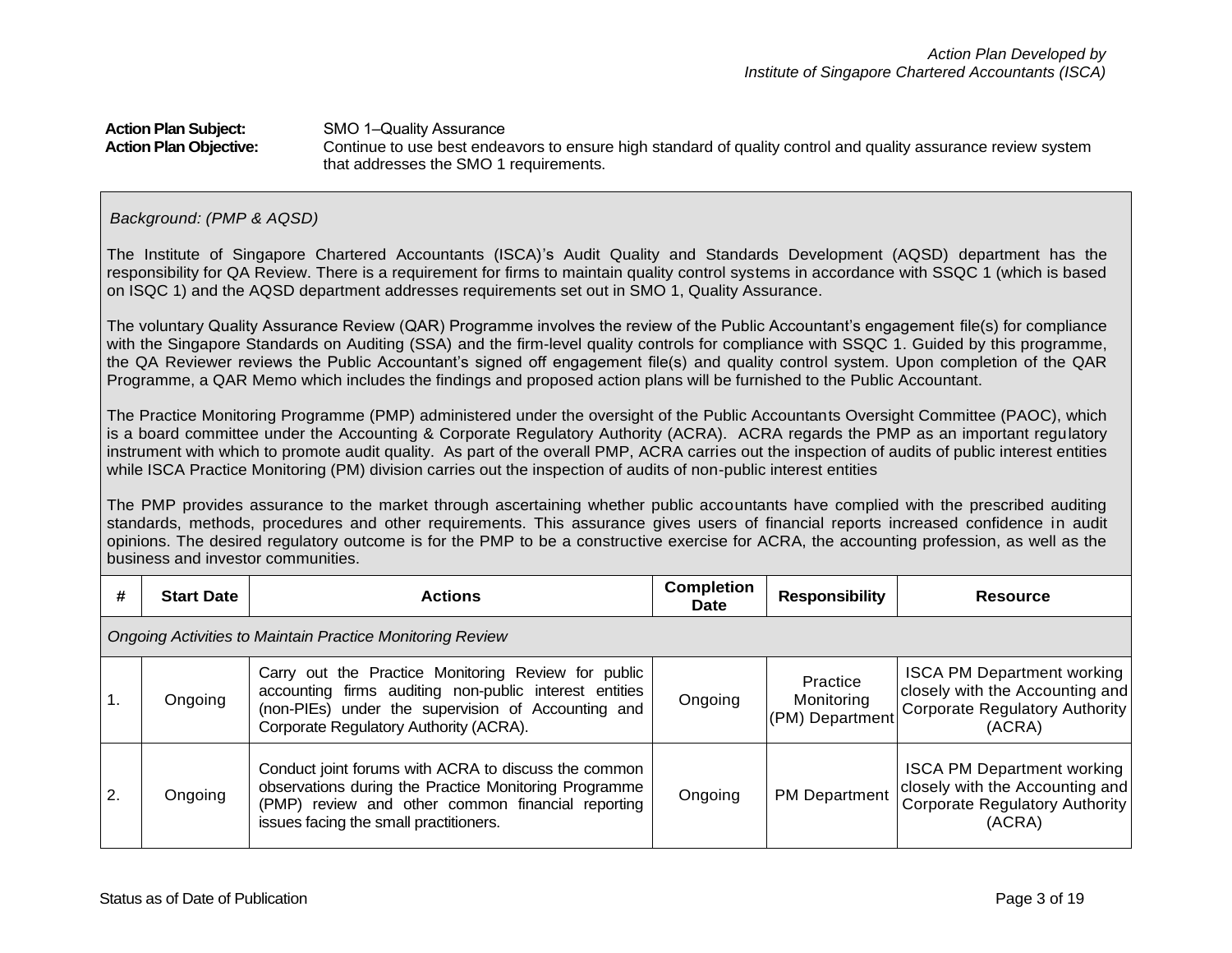*Action Plan Developed by*
*Institute of Singapore Chartered Accountants (ISCA)*

**Action Plan Subject:** SMO 1–Quality Assurance
**Action Plan Objective:** Continue to use best endeavors to ensure high standard of quality control and quality assurance review system that addresses the SMO 1 requirements.

*Background: (PMP & AQSD)*

The Institute of Singapore Chartered Accountants (ISCA)'s Audit Quality and Standards Development (AQSD) department has the responsibility for QA Review. There is a requirement for firms to maintain quality control systems in accordance with SSQC 1 (which is based on ISQC 1) and the AQSD department addresses requirements set out in SMO 1, Quality Assurance.

The voluntary Quality Assurance Review (QAR) Programme involves the review of the Public Accountant's engagement file(s) for compliance with the Singapore Standards on Auditing (SSA) and the firm-level quality controls for compliance with SSQC 1. Guided by this programme, the QA Reviewer reviews the Public Accountant's signed off engagement file(s) and quality control system. Upon completion of the QAR Programme, a QAR Memo which includes the findings and proposed action plans will be furnished to the Public Accountant.

The Practice Monitoring Programme (PMP) administered under the oversight of the Public Accountants Oversight Committee (PAOC), which is a board committee under the Accounting & Corporate Regulatory Authority (ACRA). ACRA regards the PMP as an important regulatory instrument with which to promote audit quality. As part of the overall PMP, ACRA carries out the inspection of audits of public interest entities while ISCA Practice Monitoring (PM) division carries out the inspection of audits of non-public interest entities

The PMP provides assurance to the market through ascertaining whether public accountants have complied with the prescribed auditing standards, methods, procedures and other requirements. This assurance gives users of financial reports increased confidence in audit opinions. The desired regulatory outcome is for the PMP to be a constructive exercise for ACRA, the accounting profession, as well as the business and investor communities.

| # | Start Date | Actions | Completion Date | Responsibility | Resource |
|---|---|---|---|---|---|
| *Ongoing Activities to Maintain Practice Monitoring Review* | | | | | |
| 1. | Ongoing | Carry out the Practice Monitoring Review for public accounting firms auditing non-public interest entities (non-PIEs) under the supervision of Accounting and Corporate Regulatory Authority (ACRA). | Ongoing | Practice Monitoring (PM) Department | ISCA PM Department working closely with the Accounting and Corporate Regulatory Authority (ACRA) |
| 2. | Ongoing | Conduct joint forums with ACRA to discuss the common observations during the Practice Monitoring Programme (PMP) review and other common financial reporting issues facing the small practitioners. | Ongoing | PM Department | ISCA PM Department working closely with the Accounting and Corporate Regulatory Authority (ACRA) |

Status as of Date of Publication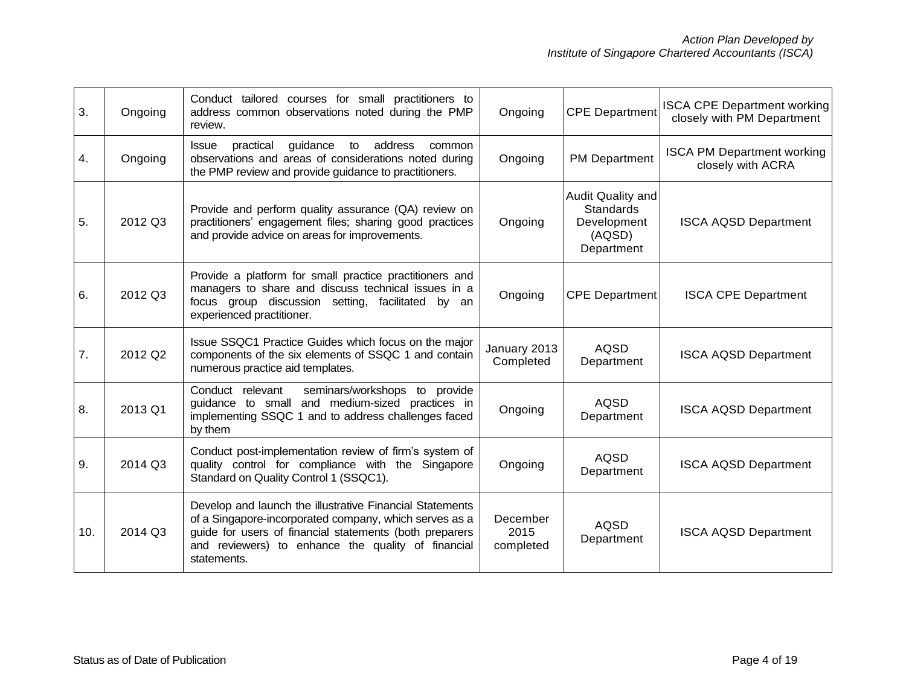| | | | | | |
|---|---|---|---|---|---|
| 3. | Ongoing | Conduct tailored courses for small practitioners to address common observations noted during the PMP review. | Ongoing | CPE Department | ISCA CPE Department working closely with PM Department |
| 4. | Ongoing | Issue practical guidance to address common observations and areas of considerations noted during the PMP review and provide guidance to practitioners. | Ongoing | PM Department | ISCA PM Department working closely with ACRA |
| 5. | 2012 Q3 | Provide and perform quality assurance (QA) review on practitioners' engagement files; sharing good practices and provide advice on areas for improvements. | Ongoing | Audit Quality and Standards Development (AQSD) Department | ISCA AQSD Department |
| 6. | 2012 Q3 | Provide a platform for small practice practitioners and managers to share and discuss technical issues in a focus group discussion setting, facilitated by an experienced practitioner. | Ongoing | CPE Department | ISCA CPE Department |
| 7. | 2012 Q2 | Issue SSQC1 Practice Guides which focus on the major components of the six elements of SSQC 1 and contain numerous practice aid templates. | January 2013 Completed | AQSD Department | ISCA AQSD Department |
| 8. | 2013 Q1 | Conduct relevant seminars/workshops to provide guidance to small and medium-sized practices in implementing SSQC 1 and to address challenges faced by them | Ongoing | AQSD Department | ISCA AQSD Department |
| 9. | 2014 Q3 | Conduct post-implementation review of firm's system of quality control for compliance with the Singapore Standard on Quality Control 1 (SSQC1). | Ongoing | AQSD Department | ISCA AQSD Department |
| 10. | 2014 Q3 | Develop and launch the illustrative Financial Statements of a Singapore-incorporated company, which serves as a guide for users of financial statements (both preparers and reviewers) to enhance the quality of financial statements. | December 2015 completed | AQSD Department | ISCA AQSD Department |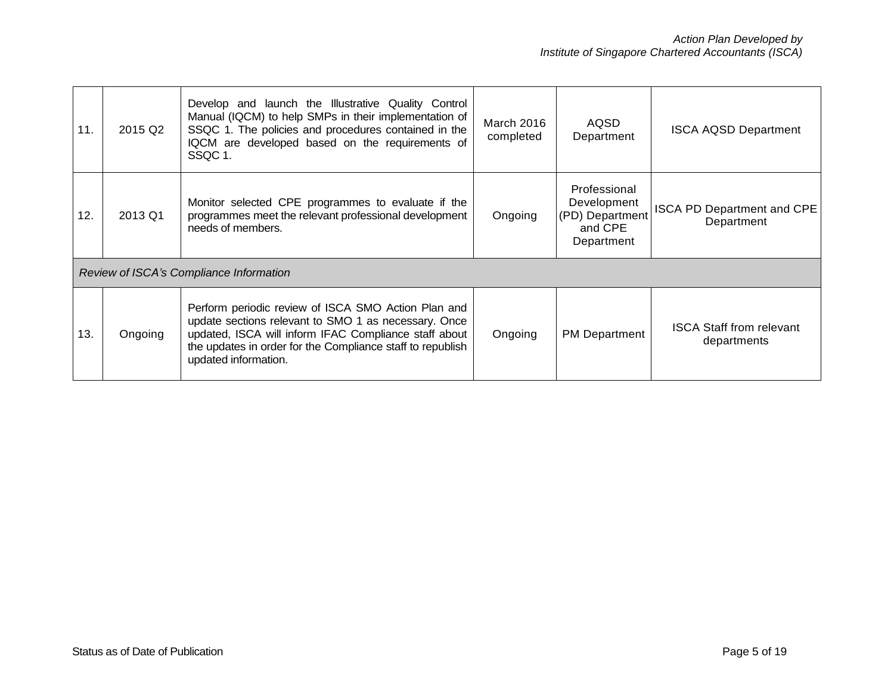| | | | | | |
|---|---|---|---|---|---|
| 11. | 2015 Q2 | Develop and launch the Illustrative Quality Control Manual (IQCM) to help SMPs in their implementation of SSQC 1. The policies and procedures contained in the IQCM are developed based on the requirements of SSQC 1. | March 2016 completed | AQSD Department | ISCA AQSD Department |
| 12. | 2013 Q1 | Monitor selected CPE programmes to evaluate if the programmes meet the relevant professional development needs of members. | Ongoing | Professional Development (PD) Department and CPE Department | ISCA PD Department and CPE Department |
| *Review of ISCA's Compliance Information* | | | | | |
| 13. | Ongoing | Perform periodic review of ISCA SMO Action Plan and update sections relevant to SMO 1 as necessary. Once updated, ISCA will inform IFAC Compliance staff about the updates in order for the Compliance staff to republish updated information. | Ongoing | PM Department | ISCA Staff from relevant departments |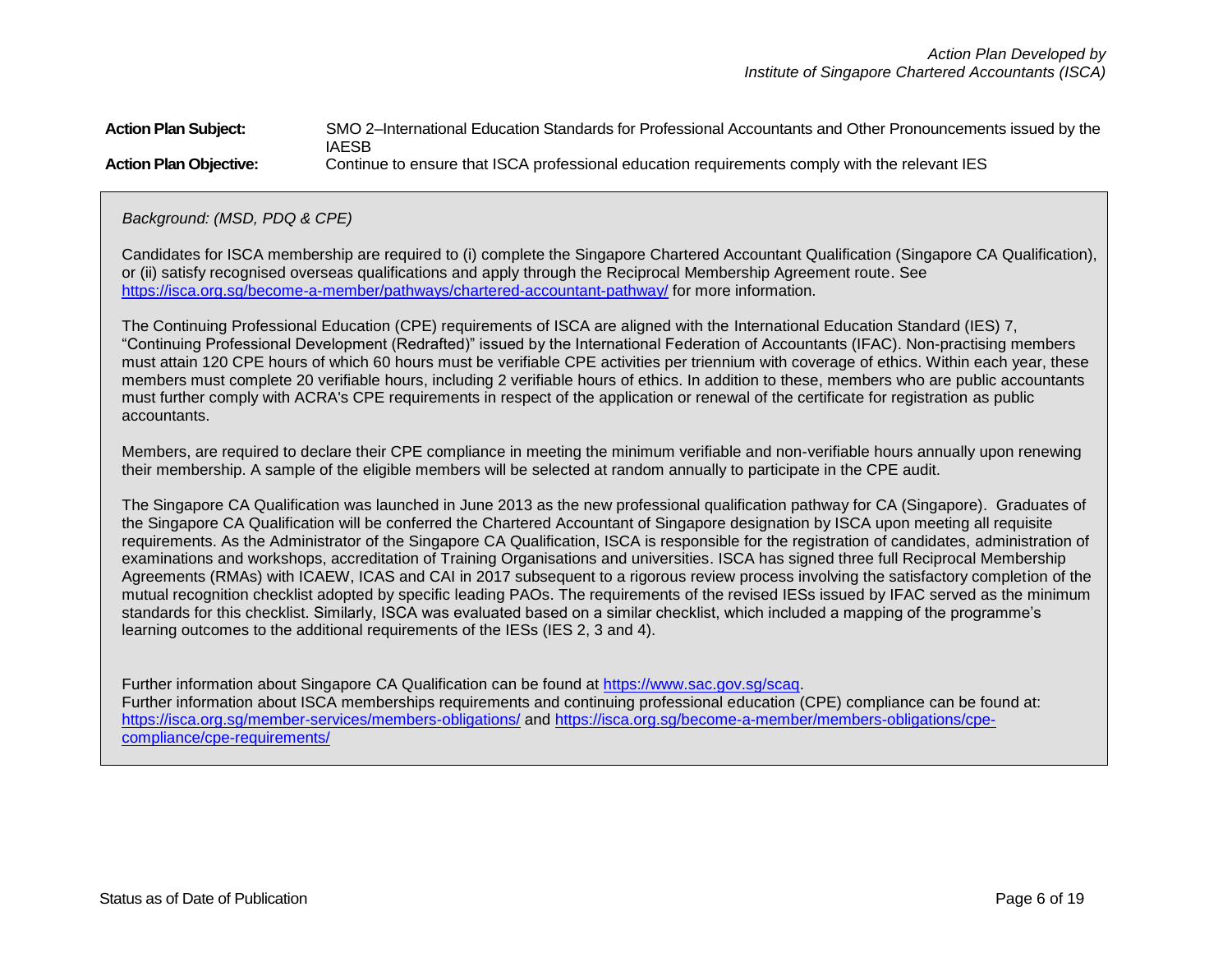**Action Plan Subject:** SMO 2–International Education Standards for Professional Accountants and Other Pronouncements issued by the IAESB

**Action Plan Objective:** Continue to ensure that ISCA professional education requirements comply with the relevant IES

*Background: (MSD, PDQ & CPE)*

Candidates for ISCA membership are required to (i) complete the Singapore Chartered Accountant Qualification (Singapore CA Qualification), or (ii) satisfy recognised overseas qualifications and apply through the Reciprocal Membership Agreement route. See [https://isca.org.sg/become-a-member/pathways/chartered-accountant-pathway/](https://isca.org.sg/become-a-member/pathways/chartered-accountant-pathway/) for more information.

The Continuing Professional Education (CPE) requirements of ISCA are aligned with the International Education Standard (IES) 7, "Continuing Professional Development (Redrafted)" issued by the International Federation of Accountants (IFAC). Non-practising members must attain 120 CPE hours of which 60 hours must be verifiable CPE activities per triennium with coverage of ethics. Within each year, these members must complete 20 verifiable hours, including 2 verifiable hours of ethics. In addition to these, members who are public accountants must further comply with ACRA's CPE requirements in respect of the application or renewal of the certificate for registration as public accountants.

Members, are required to declare their CPE compliance in meeting the minimum verifiable and non-verifiable hours annually upon renewing their membership. A sample of the eligible members will be selected at random annually to participate in the CPE audit.

The Singapore CA Qualification was launched in June 2013 as the new professional qualification pathway for CA (Singapore). Graduates of the Singapore CA Qualification will be conferred the Chartered Accountant of Singapore designation by ISCA upon meeting all requisite requirements. As the Administrator of the Singapore CA Qualification, ISCA is responsible for the registration of candidates, administration of examinations and workshops, accreditation of Training Organisations and universities. ISCA has signed three full Reciprocal Membership Agreements (RMAs) with ICAEW, ICAS and CAI in 2017 subsequent to a rigorous review process involving the satisfactory completion of the mutual recognition checklist adopted by specific leading PAOs. The requirements of the revised IESs issued by IFAC served as the minimum standards for this checklist. Similarly, ISCA was evaluated based on a similar checklist, which included a mapping of the programme's learning outcomes to the additional requirements of the IESs (IES 2, 3 and 4).

Further information about Singapore CA Qualification can be found at [https://www.sac.gov.sg/scaq](https://www.sac.gov.sg/scaq).
Further information about ISCA memberships requirements and continuing professional education (CPE) compliance can be found at: [https://isca.org.sg/member-services/members-obligations/](https://isca.org.sg/member-services/members-obligations/) and [https://isca.org.sg/become-a-member/members-obligations/cpe-compliance/cpe-requirements/](https://isca.org.sg/become-a-member/members-obligations/cpe-compliance/cpe-requirements/)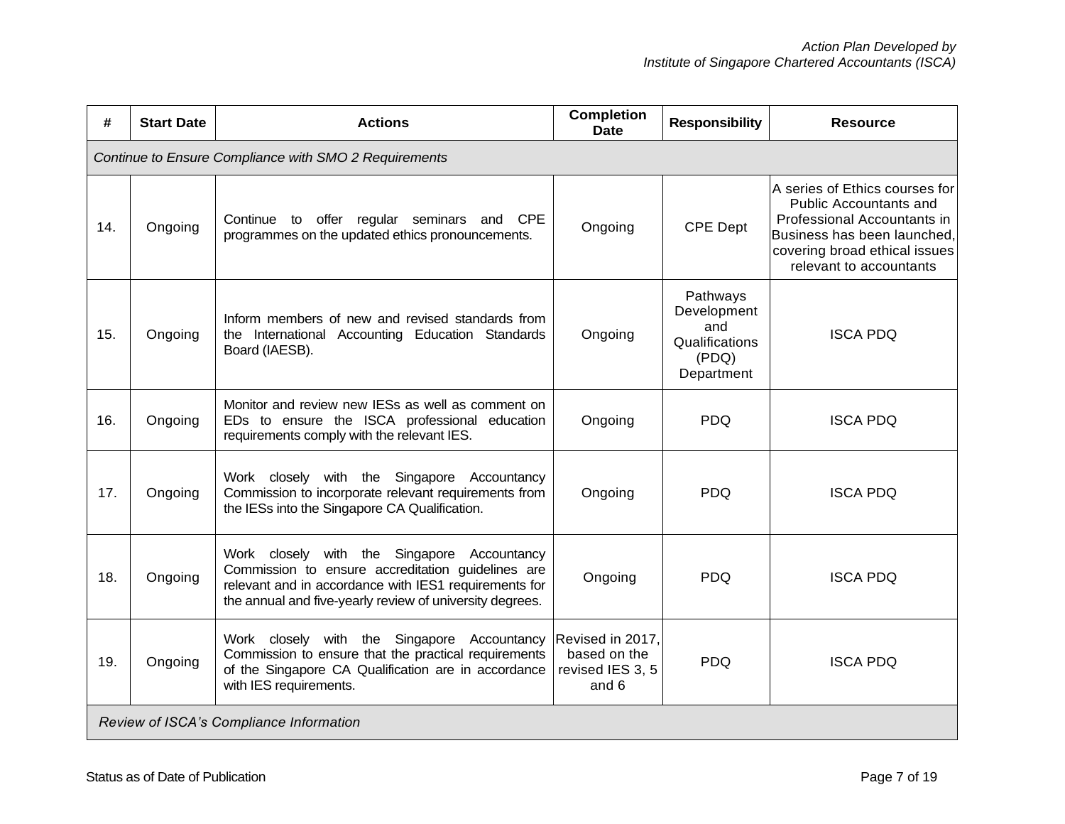| # | Start Date | Actions | Completion Date | Responsibility | Resource |
|---|---|---|---|---|---|
| *Continue to Ensure Compliance with SMO 2 Requirements* | | | | | |
| 14. | Ongoing | Continue to offer regular seminars and CPE programmes on the updated ethics pronouncements. | Ongoing | CPE Dept | A series of Ethics courses for Public Accountants and Professional Accountants in Business has been launched, covering broad ethical issues relevant to accountants |
| 15. | Ongoing | Inform members of new and revised standards from the International Accounting Education Standards Board (IAESB). | Ongoing | Pathways Development and Qualifications (PDQ) Department | ISCA PDQ |
| 16. | Ongoing | Monitor and review new IESs as well as comment on EDs to ensure the ISCA professional education requirements comply with the relevant IES. | Ongoing | PDQ | ISCA PDQ |
| 17. | Ongoing | Work closely with the Singapore Accountancy Commission to incorporate relevant requirements from the IESs into the Singapore CA Qualification. | Ongoing | PDQ | ISCA PDQ |
| 18. | Ongoing | Work closely with the Singapore Accountancy Commission to ensure accreditation guidelines are relevant and in accordance with IES1 requirements for the annual and five-yearly review of university degrees. | Ongoing | PDQ | ISCA PDQ |
| 19. | Ongoing | Work closely with the Singapore Accountancy Commission to ensure that the practical requirements of the Singapore CA Qualification are in accordance with IES requirements. | Revised in 2017, based on the revised IES 3, 5 and 6 | PDQ | ISCA PDQ |
| *Review of ISCA's Compliance Information* | | | | | |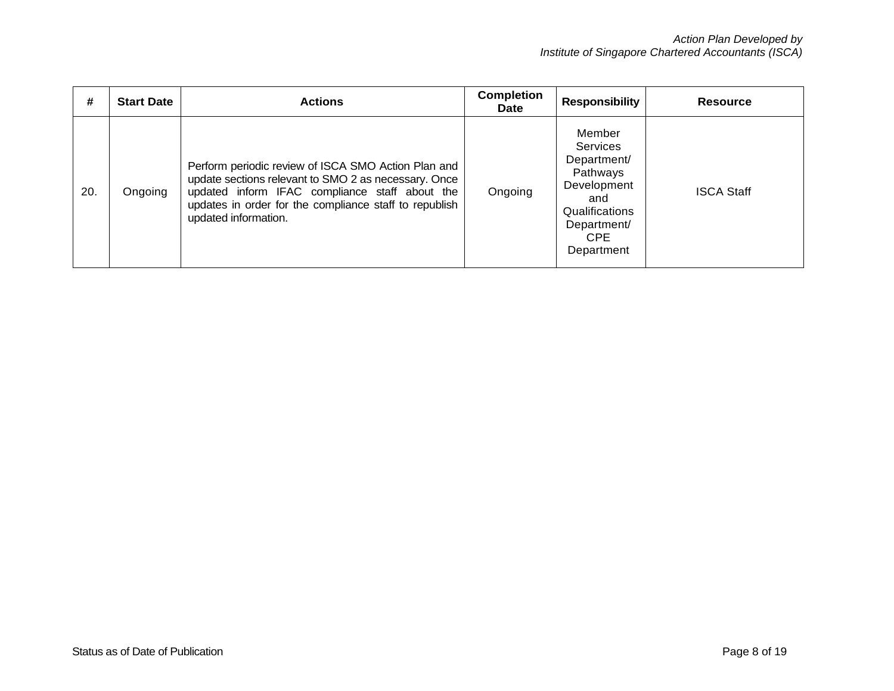| # | Start Date | Actions | Completion Date | Responsibility | Resource |
|---|---|---|---|---|---|
| 20. | Ongoing | Perform periodic review of ISCA SMO Action Plan and update sections relevant to SMO 2 as necessary. Once updated inform IFAC compliance staff about the updates in order for the compliance staff to republish updated information. | Ongoing | Member Services Department/ Pathways Development and Qualifications Department/ CPE Department | ISCA Staff |

Status as of Date of Publication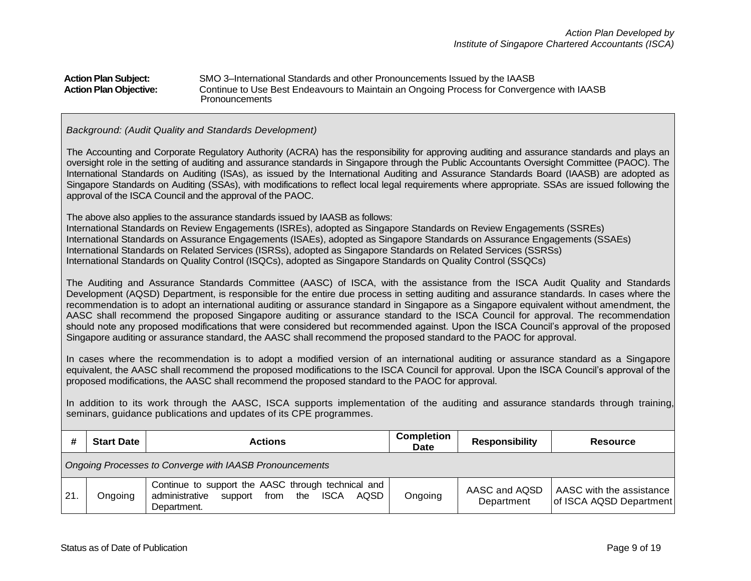*Action Plan Developed by*
*Institute of Singapore Chartered Accountants (ISCA)*

**Action Plan Subject:** SMO 3–International Standards and other Pronouncements Issued by the IAASB

**Action Plan Objective:** Continue to Use Best Endeavours to Maintain an Ongoing Process for Convergence with IAASB Pronouncements

*Background: (Audit Quality and Standards Development)*

The Accounting and Corporate Regulatory Authority (ACRA) has the responsibility for approving auditing and assurance standards and plays an oversight role in the setting of auditing and assurance standards in Singapore through the Public Accountants Oversight Committee (PAOC). The International Standards on Auditing (ISAs), as issued by the International Auditing and Assurance Standards Board (IAASB) are adopted as Singapore Standards on Auditing (SSAs), with modifications to reflect local legal requirements where appropriate. SSAs are issued following the approval of the ISCA Council and the approval of the PAOC.

The above also applies to the assurance standards issued by IAASB as follows:
International Standards on Review Engagements (ISREs), adopted as Singapore Standards on Review Engagements (SSREs)
International Standards on Assurance Engagements (ISAEs), adopted as Singapore Standards on Assurance Engagements (SSAEs)
International Standards on Related Services (ISRSs), adopted as Singapore Standards on Related Services (SSRSs)
International Standards on Quality Control (ISQCs), adopted as Singapore Standards on Quality Control (SSQCs)

The Auditing and Assurance Standards Committee (AASC) of ISCA, with the assistance from the ISCA Audit Quality and Standards Development (AQSD) Department, is responsible for the entire due process in setting auditing and assurance standards. In cases where the recommendation is to adopt an international auditing or assurance standard in Singapore as a Singapore equivalent without amendment, the AASC shall recommend the proposed Singapore auditing or assurance standard to the ISCA Council for approval. The recommendation should note any proposed modifications that were considered but recommended against. Upon the ISCA Council's approval of the proposed Singapore auditing or assurance standard, the AASC shall recommend the proposed standard to the PAOC for approval.

In cases where the recommendation is to adopt a modified version of an international auditing or assurance standard as a Singapore equivalent, the AASC shall recommend the proposed modifications to the ISCA Council for approval. Upon the ISCA Council's approval of the proposed modifications, the AASC shall recommend the proposed standard to the PAOC for approval.

In addition to its work through the AASC, ISCA supports implementation of the auditing and assurance standards through training, seminars, guidance publications and updates of its CPE programmes.

| # | Start Date | Actions | Completion Date | Responsibility | Resource |
|---|---|---|---|---|---|
| *Ongoing Processes to Converge with IAASB Pronouncements* | | | | | |
| 21. | Ongoing | Continue to support the AASC through technical and administrative support from the ISCA AQSD Department. | Ongoing | AASC and AQSD Department | AASC with the assistance of ISCA AQSD Department |

Status as of Date of Publication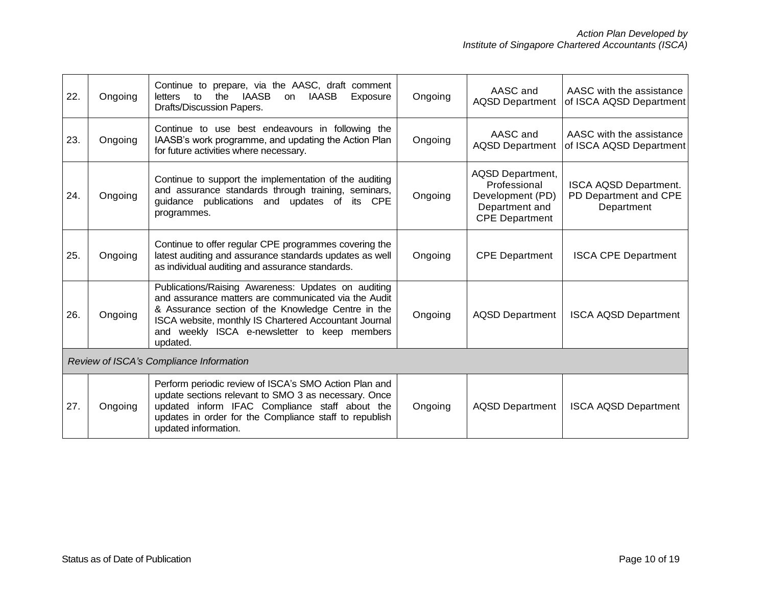| | | | | | |
|---|---|---|---|---|---|
| 22. | Ongoing | Continue to prepare, via the AASC, draft comment letters to the IAASB on IAASB Exposure Drafts/Discussion Papers. | Ongoing | AASC and AQSD Department | AASC with the assistance of ISCA AQSD Department |
| 23. | Ongoing | Continue to use best endeavours in following the IAASB's work programme, and updating the Action Plan for future activities where necessary. | Ongoing | AASC and AQSD Department | AASC with the assistance of ISCA AQSD Department |
| 24. | Ongoing | Continue to support the implementation of the auditing and assurance standards through training, seminars, guidance publications and updates of its CPE programmes. | Ongoing | AQSD Department, Professional Development (PD) Department and CPE Department | ISCA AQSD Department. PD Department and CPE Department |
| 25. | Ongoing | Continue to offer regular CPE programmes covering the latest auditing and assurance standards updates as well as individual auditing and assurance standards. | Ongoing | CPE Department | ISCA CPE Department |
| 26. | Ongoing | Publications/Raising Awareness: Updates on auditing and assurance matters are communicated via the Audit & Assurance section of the Knowledge Centre in the ISCA website, monthly IS Chartered Accountant Journal and weekly ISCA e-newsletter to keep members updated. | Ongoing | AQSD Department | ISCA AQSD Department |
| *Review of ISCA's Compliance Information* | | | | | |
| 27. | Ongoing | Perform periodic review of ISCA's SMO Action Plan and update sections relevant to SMO 3 as necessary. Once updated inform IFAC Compliance staff about the updates in order for the Compliance staff to republish updated information. | Ongoing | AQSD Department | ISCA AQSD Department |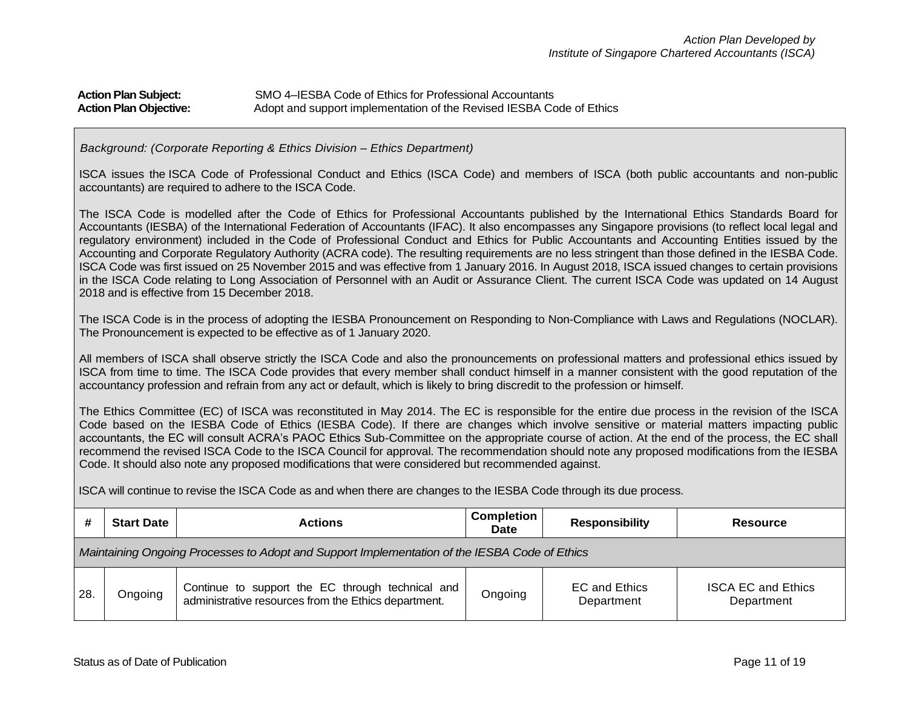*Action Plan Developed by*
*Institute of Singapore Chartered Accountants (ISCA)*

**Action Plan Subject:** SMO 4–IESBA Code of Ethics for Professional Accountants
**Action Plan Objective:** Adopt and support implementation of the Revised IESBA Code of Ethics

*Background: (Corporate Reporting & Ethics Division – Ethics Department)*

ISCA issues the ISCA Code of Professional Conduct and Ethics (ISCA Code) and members of ISCA (both public accountants and non-public accountants) are required to adhere to the ISCA Code.

The ISCA Code is modelled after the Code of Ethics for Professional Accountants published by the International Ethics Standards Board for Accountants (IESBA) of the International Federation of Accountants (IFAC). It also encompasses any Singapore provisions (to reflect local legal and regulatory environment) included in the Code of Professional Conduct and Ethics for Public Accountants and Accounting Entities issued by the Accounting and Corporate Regulatory Authority (ACRA code). The resulting requirements are no less stringent than those defined in the IESBA Code. ISCA Code was first issued on 25 November 2015 and was effective from 1 January 2016. In August 2018, ISCA issued changes to certain provisions in the ISCA Code relating to Long Association of Personnel with an Audit or Assurance Client. The current ISCA Code was updated on 14 August 2018 and is effective from 15 December 2018.

The ISCA Code is in the process of adopting the IESBA Pronouncement on Responding to Non-Compliance with Laws and Regulations (NOCLAR). The Pronouncement is expected to be effective as of 1 January 2020.

All members of ISCA shall observe strictly the ISCA Code and also the pronouncements on professional matters and professional ethics issued by ISCA from time to time. The ISCA Code provides that every member shall conduct himself in a manner consistent with the good reputation of the accountancy profession and refrain from any act or default, which is likely to bring discredit to the profession or himself.

The Ethics Committee (EC) of ISCA was reconstituted in May 2014. The EC is responsible for the entire due process in the revision of the ISCA Code based on the IESBA Code of Ethics (IESBA Code). If there are changes which involve sensitive or material matters impacting public accountants, the EC will consult ACRA's PAOC Ethics Sub-Committee on the appropriate course of action. At the end of the process, the EC shall recommend the revised ISCA Code to the ISCA Council for approval. The recommendation should note any proposed modifications from the IESBA Code. It should also note any proposed modifications that were considered but recommended against.

ISCA will continue to revise the ISCA Code as and when there are changes to the IESBA Code through its due process.

| # | Start Date | Actions | Completion Date | Responsibility | Resource |
|---|---|---|---|---|---|
| *Maintaining Ongoing Processes to Adopt and Support Implementation of the IESBA Code of Ethics* | | | | | |
| 28. | Ongoing | Continue to support the EC through technical and administrative resources from the Ethics department. | Ongoing | EC and Ethics Department | ISCA EC and Ethics Department |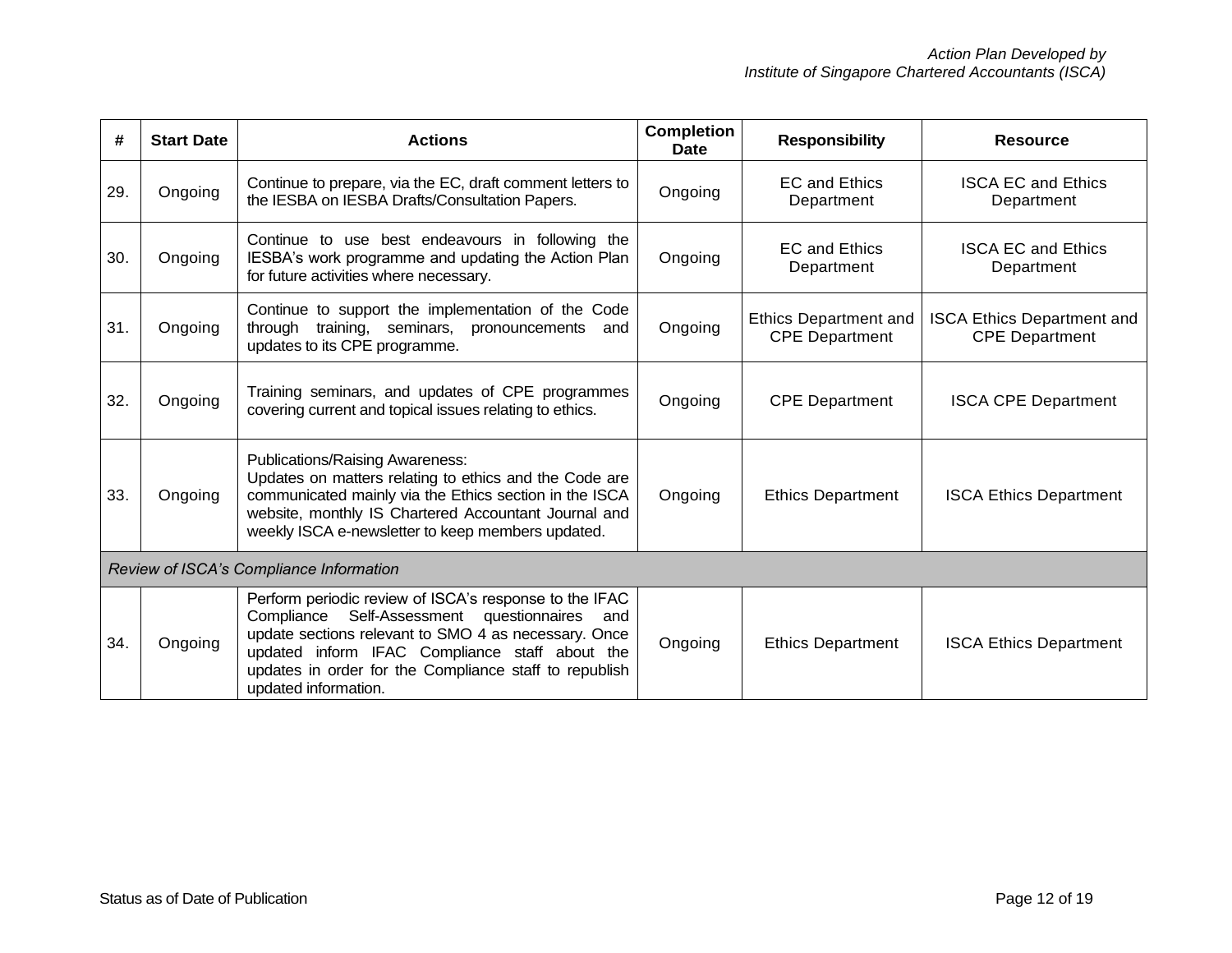| # | Start Date | Actions | Completion Date | Responsibility | Resource |
|---|---|---|---|---|---|
| 29. | Ongoing | Continue to prepare, via the EC, draft comment letters to the IESBA on IESBA Drafts/Consultation Papers. | Ongoing | EC and Ethics Department | ISCA EC and Ethics Department |
| 30. | Ongoing | Continue to use best endeavours in following the IESBA's work programme and updating the Action Plan for future activities where necessary. | Ongoing | EC and Ethics Department | ISCA EC and Ethics Department |
| 31. | Ongoing | Continue to support the implementation of the Code through training, seminars, pronouncements and updates to its CPE programme. | Ongoing | Ethics Department and CPE Department | ISCA Ethics Department and CPE Department |
| 32. | Ongoing | Training seminars, and updates of CPE programmes covering current and topical issues relating to ethics. | Ongoing | CPE Department | ISCA CPE Department |
| 33. | Ongoing | Publications/Raising Awareness: Updates on matters relating to ethics and the Code are communicated mainly via the Ethics section in the ISCA website, monthly IS Chartered Accountant Journal and weekly ISCA e-newsletter to keep members updated. | Ongoing | Ethics Department | ISCA Ethics Department |
| *Review of ISCA's Compliance Information* | | | | | |
| 34. | Ongoing | Perform periodic review of ISCA's response to the IFAC Compliance Self-Assessment questionnaires and update sections relevant to SMO 4 as necessary. Once updated inform IFAC Compliance staff about the updates in order for the Compliance staff to republish updated information. | Ongoing | Ethics Department | ISCA Ethics Department |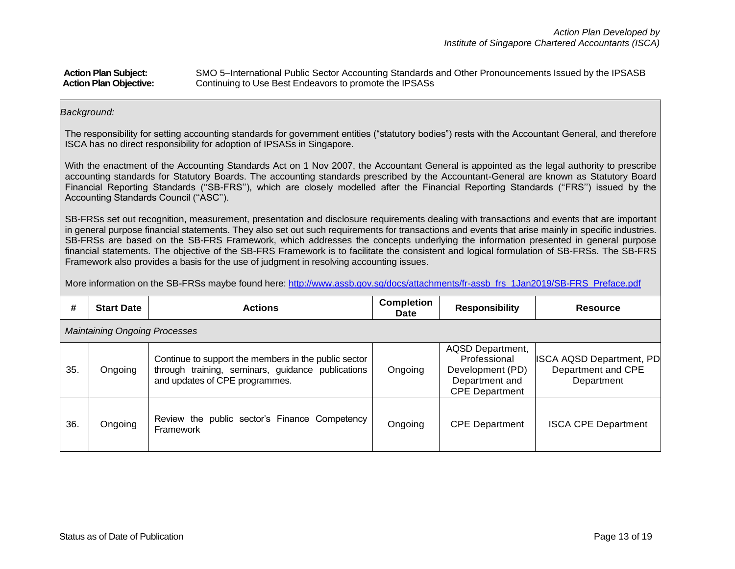*Action Plan Developed by*
*Institute of Singapore Chartered Accountants (ISCA)*

**Action Plan Subject:** SMO 5–International Public Sector Accounting Standards and Other Pronouncements Issued by the IPSASB
**Action Plan Objective:** Continuing to Use Best Endeavors to promote the IPSASs

*Background:*

The responsibility for setting accounting standards for government entities ("statutory bodies") rests with the Accountant General, and therefore ISCA has no direct responsibility for adoption of IPSASs in Singapore.

With the enactment of the Accounting Standards Act on 1 Nov 2007, the Accountant General is appointed as the legal authority to prescribe accounting standards for Statutory Boards. The accounting standards prescribed by the Accountant-General are known as Statutory Board Financial Reporting Standards (''SB-FRS''), which are closely modelled after the Financial Reporting Standards (''FRS'') issued by the Accounting Standards Council (''ASC'').

SB-FRSs set out recognition, measurement, presentation and disclosure requirements dealing with transactions and events that are important in general purpose financial statements. They also set out such requirements for transactions and events that arise mainly in specific industries. SB-FRSs are based on the SB-FRS Framework, which addresses the concepts underlying the information presented in general purpose financial statements. The objective of the SB-FRS Framework is to facilitate the consistent and logical formulation of SB-FRSs. The SB-FRS Framework also provides a basis for the use of judgment in resolving accounting issues.

More information on the SB-FRSs maybe found here: http://www.assb.gov.sg/docs/attachments/fr-assb_frs_1Jan2019/SB-FRS_Preface.pdf

| # | Start Date | Actions | Completion Date | Responsibility | Resource |
|---|---|---|---|---|---|
| *Maintaining Ongoing Processes* | | | | | |
| 35. | Ongoing | Continue to support the members in the public sector through training, seminars, guidance publications and updates of CPE programmes. | Ongoing | AQSD Department, Professional Development (PD) Department and CPE Department | ISCA AQSD Department, PD Department and CPE Department |
| 36. | Ongoing | Review the public sector's Finance Competency Framework | Ongoing | CPE Department | ISCA CPE Department |

Status as of Date of Publication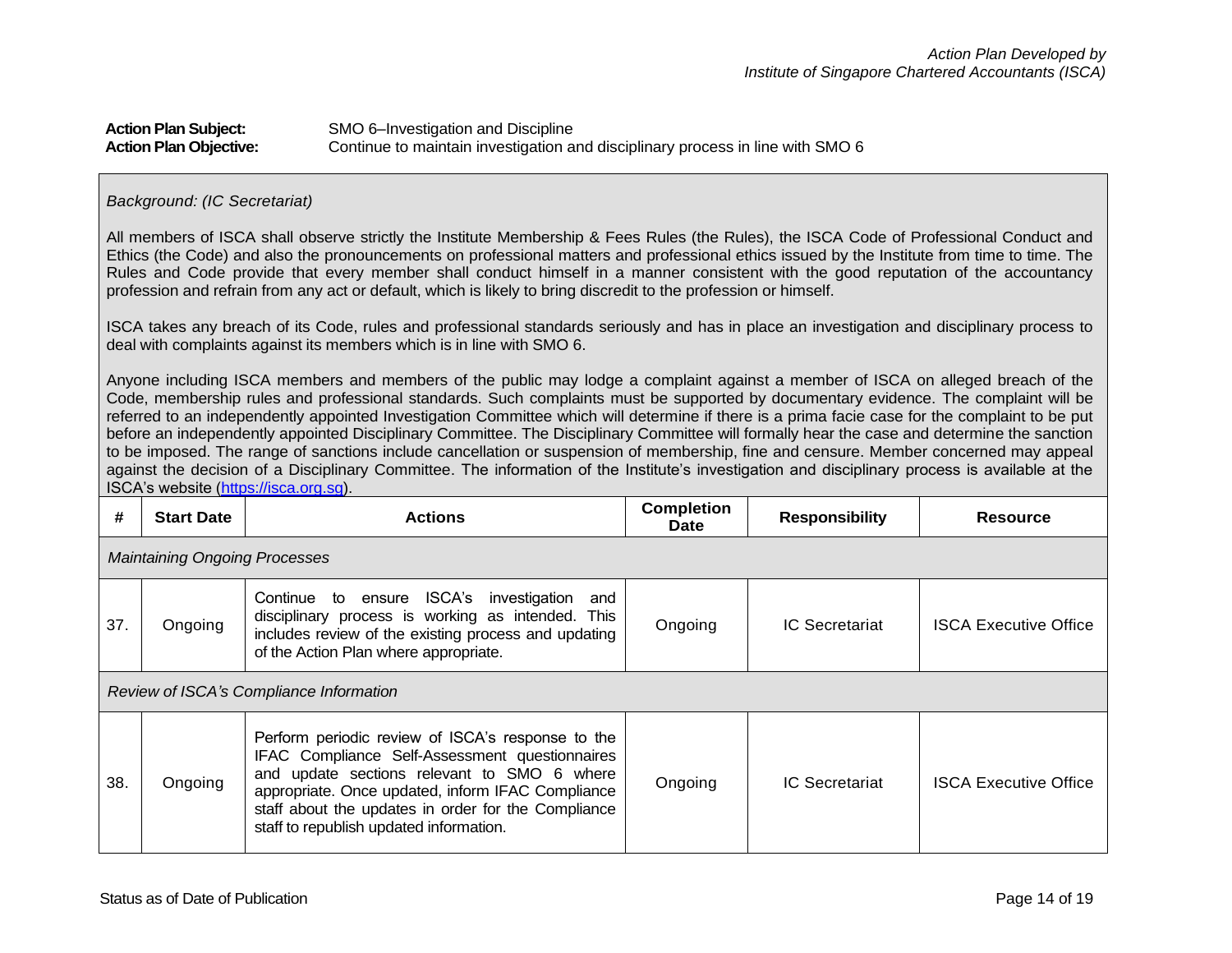**Action Plan Subject:** SMO 6–Investigation and Discipline
**Action Plan Objective:** Continue to maintain investigation and disciplinary process in line with SMO 6

*Background: (IC Secretariat)*

All members of ISCA shall observe strictly the Institute Membership & Fees Rules (the Rules), the ISCA Code of Professional Conduct and Ethics (the Code) and also the pronouncements on professional matters and professional ethics issued by the Institute from time to time. The Rules and Code provide that every member shall conduct himself in a manner consistent with the good reputation of the accountancy profession and refrain from any act or default, which is likely to bring discredit to the profession or himself.

ISCA takes any breach of its Code, rules and professional standards seriously and has in place an investigation and disciplinary process to deal with complaints against its members which is in line with SMO 6.

Anyone including ISCA members and members of the public may lodge a complaint against a member of ISCA on alleged breach of the Code, membership rules and professional standards. Such complaints must be supported by documentary evidence. The complaint will be referred to an independently appointed Investigation Committee which will determine if there is a prima facie case for the complaint to be put before an independently appointed Disciplinary Committee. The Disciplinary Committee will formally hear the case and determine the sanction to be imposed. The range of sanctions include cancellation or suspension of membership, fine and censure. Member concerned may appeal against the decision of a Disciplinary Committee. The information of the Institute's investigation and disciplinary process is available at the ISCA's website (https://isca.org.sg).

| # | Start Date | Actions | Completion Date | Responsibility | Resource |
|---|---|---|---|---|---|
| *Maintaining Ongoing Processes* | | | | | |
| 37. | Ongoing | Continue to ensure ISCA's investigation and disciplinary process is working as intended. This includes review of the existing process and updating of the Action Plan where appropriate. | Ongoing | IC Secretariat | ISCA Executive Office |
| *Review of ISCA's Compliance Information* | | | | | |
| 38. | Ongoing | Perform periodic review of ISCA's response to the IFAC Compliance Self-Assessment questionnaires and update sections relevant to SMO 6 where appropriate. Once updated, inform IFAC Compliance staff about the updates in order for the Compliance staff to republish updated information. | Ongoing | IC Secretariat | ISCA Executive Office |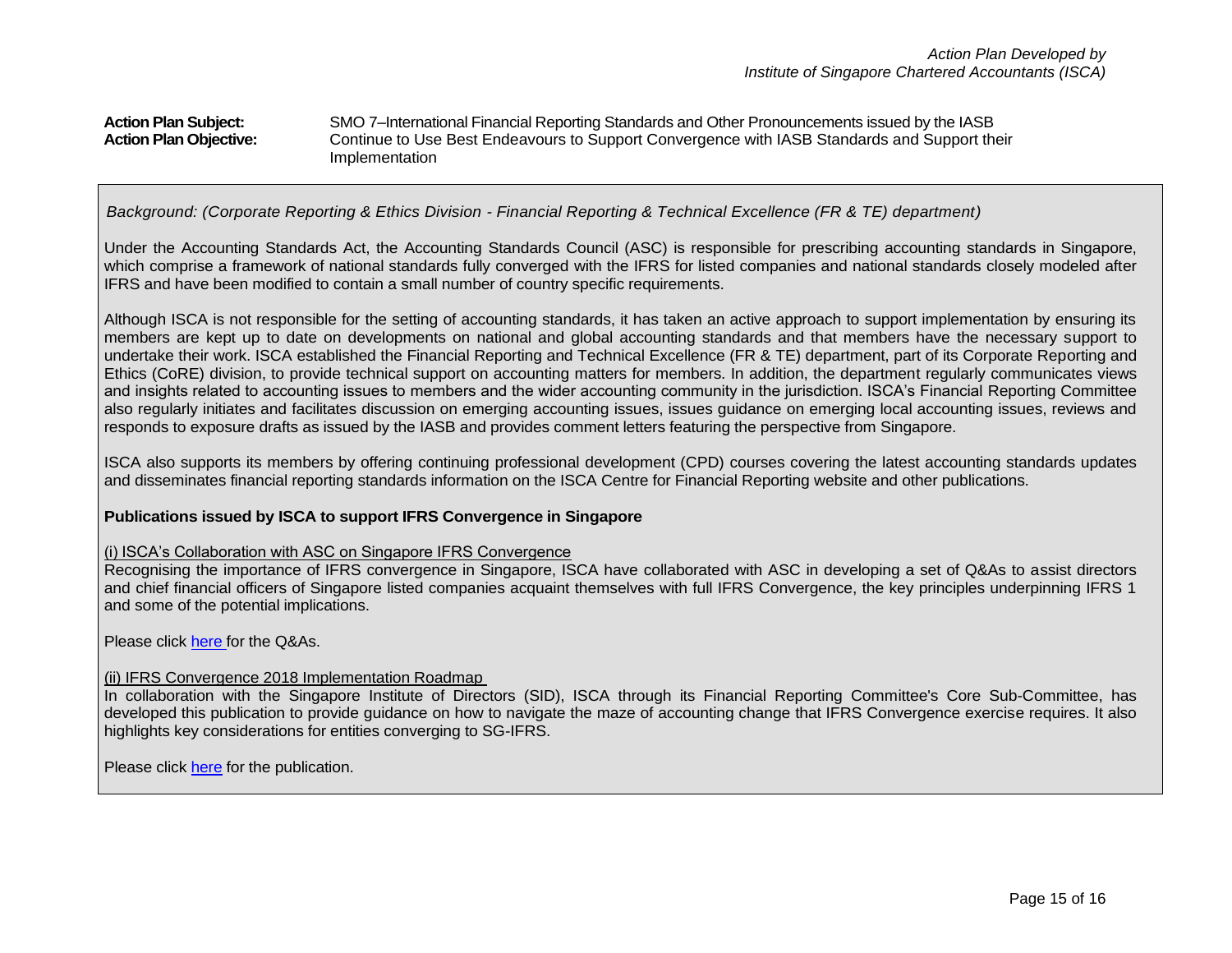**Action Plan Subject:** SMO 7–International Financial Reporting Standards and Other Pronouncements issued by the IASB

**Action Plan Objective:** Continue to Use Best Endeavours to Support Convergence with IASB Standards and Support their Implementation

*Background: (Corporate Reporting & Ethics Division - Financial Reporting & Technical Excellence (FR & TE) department)*

Under the Accounting Standards Act, the Accounting Standards Council (ASC) is responsible for prescribing accounting standards in Singapore, which comprise a framework of national standards fully converged with the IFRS for listed companies and national standards closely modeled after IFRS and have been modified to contain a small number of country specific requirements.

Although ISCA is not responsible for the setting of accounting standards, it has taken an active approach to support implementation by ensuring its members are kept up to date on developments on national and global accounting standards and that members have the necessary support to undertake their work. ISCA established the Financial Reporting and Technical Excellence (FR & TE) department, part of its Corporate Reporting and Ethics (CoRE) division, to provide technical support on accounting matters for members. In addition, the department regularly communicates views and insights related to accounting issues to members and the wider accounting community in the jurisdiction. ISCA's Financial Reporting Committee also regularly initiates and facilitates discussion on emerging accounting issues, issues guidance on emerging local accounting issues, reviews and responds to exposure drafts as issued by the IASB and provides comment letters featuring the perspective from Singapore.

ISCA also supports its members by offering continuing professional development (CPD) courses covering the latest accounting standards updates and disseminates financial reporting standards information on the ISCA Centre for Financial Reporting website and other publications.

**Publications issued by ISCA to support IFRS Convergence in Singapore**

(i) ISCA's Collaboration with ASC on Singapore IFRS Convergence

Recognising the importance of IFRS convergence in Singapore, ISCA have collaborated with ASC in developing a set of Q&As to assist directors and chief financial officers of Singapore listed companies acquaint themselves with full IFRS Convergence, the key principles underpinning IFRS 1 and some of the potential implications.

Please click here for the Q&As.

(ii) IFRS Convergence 2018 Implementation Roadmap

In collaboration with the Singapore Institute of Directors (SID), ISCA through its Financial Reporting Committee's Core Sub-Committee, has developed this publication to provide guidance on how to navigate the maze of accounting change that IFRS Convergence exercise requires. It also highlights key considerations for entities converging to SG-IFRS.

Please click here for the publication.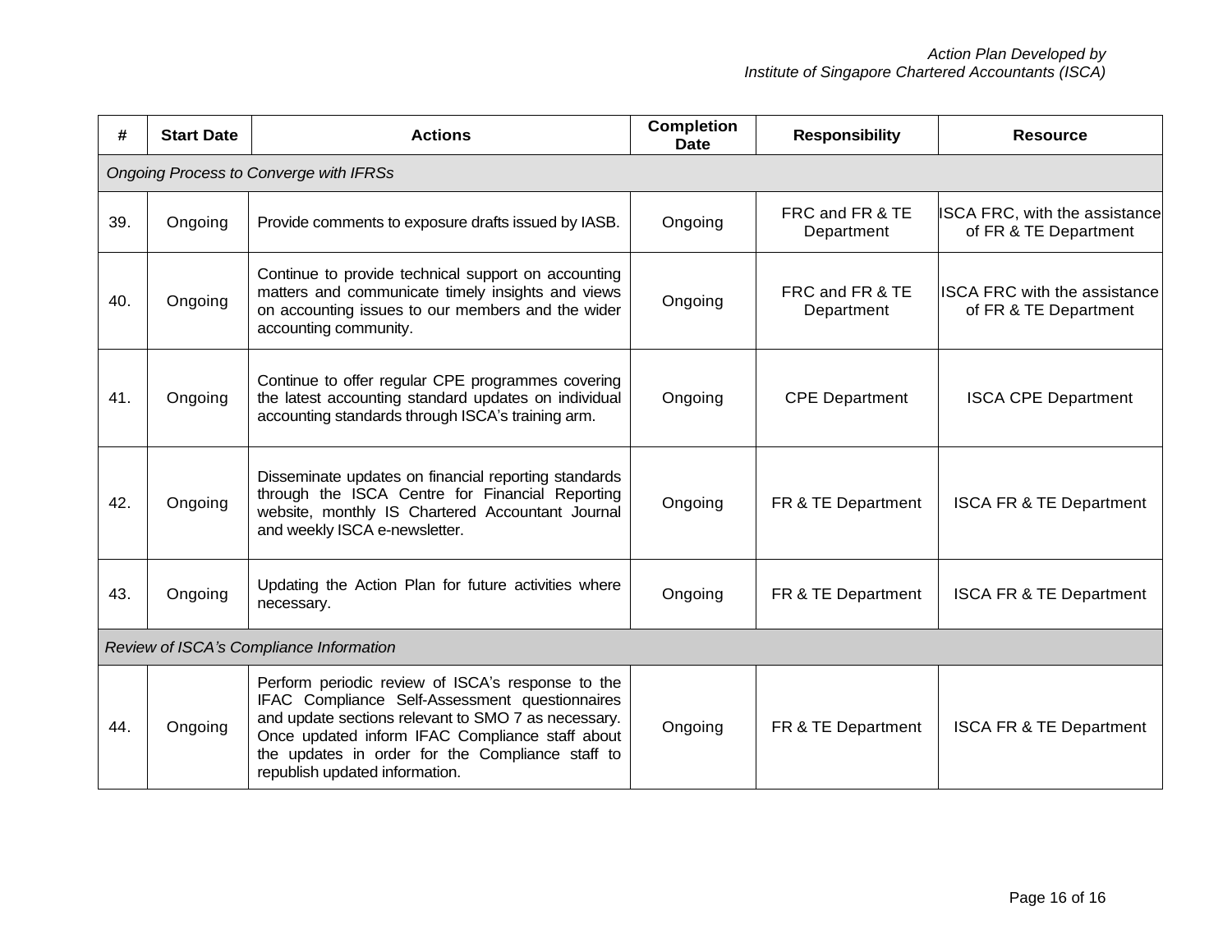| # | Start Date | Actions | Completion Date | Responsibility | Resource |
|---|---|---|---|---|---|
| *Ongoing Process to Converge with IFRSs* | | | | | |
| 39. | Ongoing | Provide comments to exposure drafts issued by IASB. | Ongoing | FRC and FR & TE Department | ISCA FRC, with the assistance of FR & TE Department |
| 40. | Ongoing | Continue to provide technical support on accounting matters and communicate timely insights and views on accounting issues to our members and the wider accounting community. | Ongoing | FRC and FR & TE Department | ISCA FRC with the assistance of FR & TE Department |
| 41. | Ongoing | Continue to offer regular CPE programmes covering the latest accounting standard updates on individual accounting standards through ISCA's training arm. | Ongoing | CPE Department | ISCA CPE Department |
| 42. | Ongoing | Disseminate updates on financial reporting standards through the ISCA Centre for Financial Reporting website, monthly IS Chartered Accountant Journal and weekly ISCA e-newsletter. | Ongoing | FR & TE Department | ISCA FR & TE Department |
| 43. | Ongoing | Updating the Action Plan for future activities where necessary. | Ongoing | FR & TE Department | ISCA FR & TE Department |
| *Review of ISCA's Compliance Information* | | | | | |
| 44. | Ongoing | Perform periodic review of ISCA's response to the IFAC Compliance Self-Assessment questionnaires and update sections relevant to SMO 7 as necessary. Once updated inform IFAC Compliance staff about the updates in order for the Compliance staff to republish updated information. | Ongoing | FR & TE Department | ISCA FR & TE Department |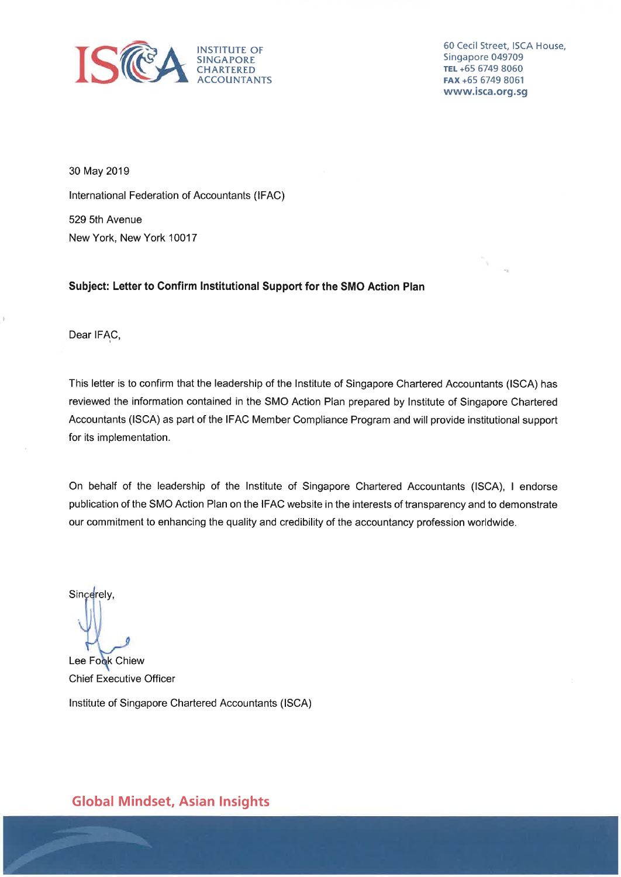INSTITUTE OF SINGAPORE CHARTERED ACCOUNTANTS

60 Cecil Street, ISCA House,
Singapore 049709
TEL +65 6749 8060
FAX +65 6749 8061
www.isca.org.sg

30 May 2019

International Federation of Accountants (IFAC)

529 5th Avenue

New York, New York 10017

**Subject: Letter to Confirm Institutional Support for the SMO Action Plan**

Dear IFAC,

This letter is to confirm that the leadership of the Institute of Singapore Chartered Accountants (ISCA) has reviewed the information contained in the SMO Action Plan prepared by Institute of Singapore Chartered Accountants (ISCA) as part of the IFAC Member Compliance Program and will provide institutional support for its implementation.

On behalf of the leadership of the Institute of Singapore Chartered Accountants (ISCA), I endorse publication of the SMO Action Plan on the IFAC website in the interests of transparency and to demonstrate our commitment to enhancing the quality and credibility of the accountancy profession worldwide.

Sincerely,

Lee Fook Chiew
Chief Executive Officer

Institute of Singapore Chartered Accountants (ISCA)

Global Mindset, Asian Insights